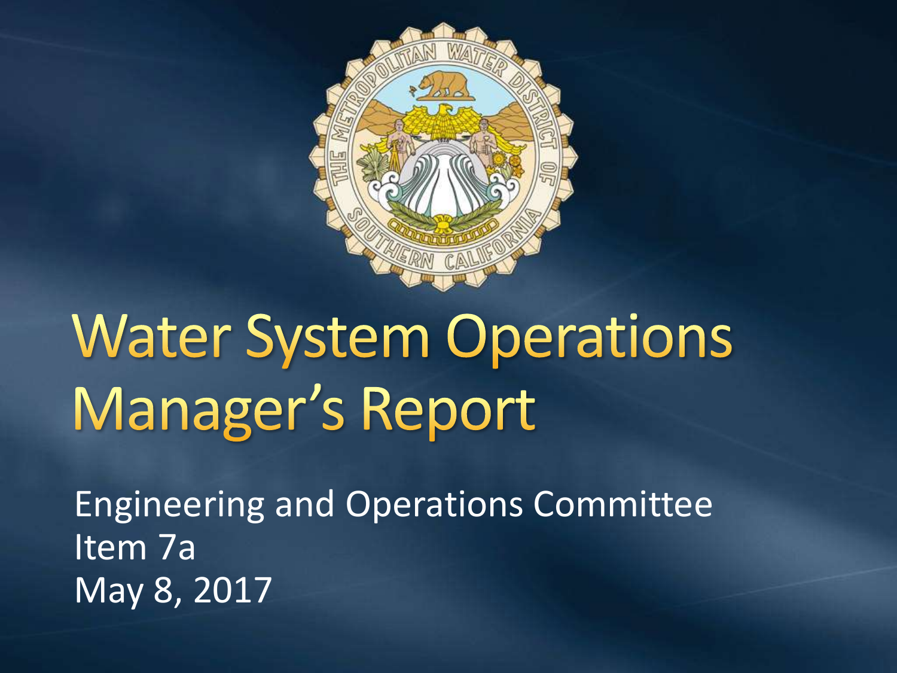# Water System Operations Manager's Report

Engineering and Operations Committee
Item 7a
May 8, 2017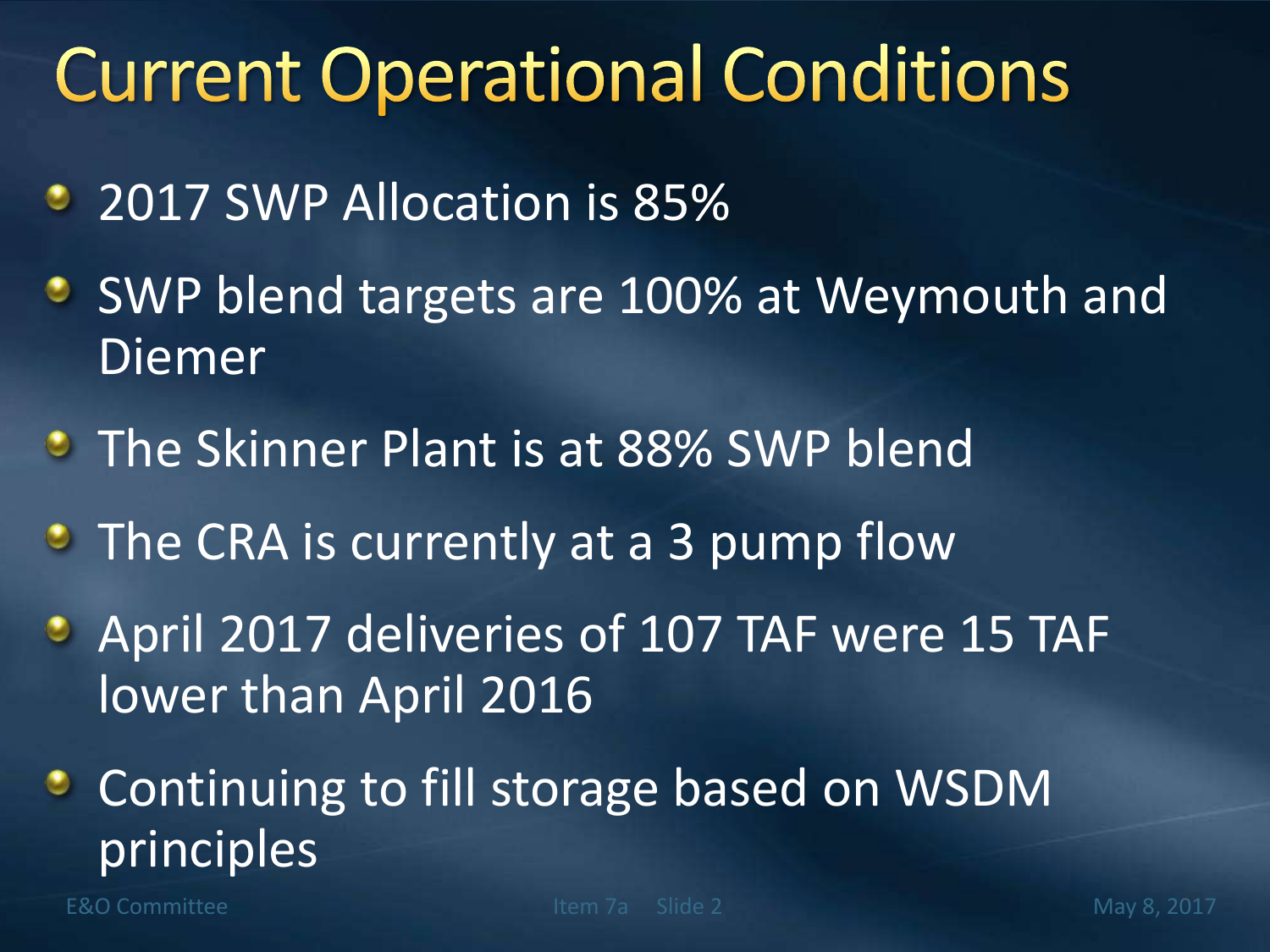# Current Operational Conditions

- 2017 SWP Allocation is 85%
- SWP blend targets are 100% at Weymouth and Diemer
- The Skinner Plant is at 88% SWP blend
- The CRA is currently at a 3 pump flow
- April 2017 deliveries of 107 TAF were 15 TAF lower than April 2016
- Continuing to fill storage based on WSDM principles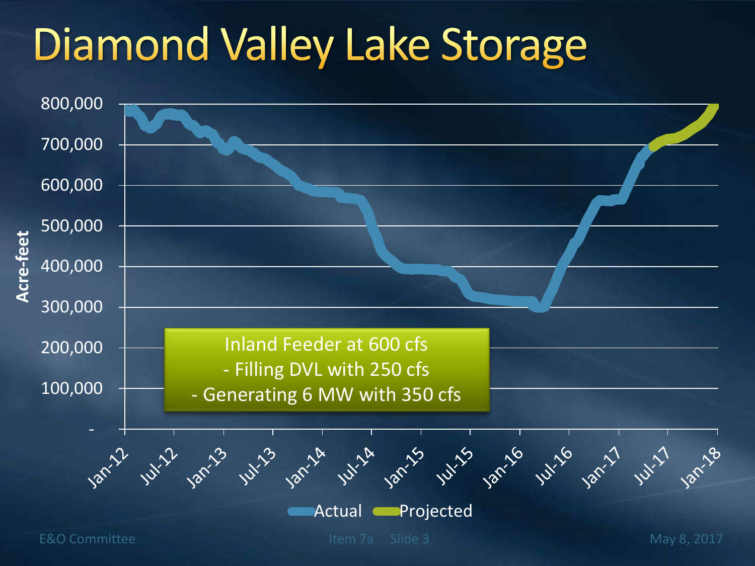# Diamond Valley Lake Storage

Acre-feet

800,000
700,000
600,000
500,000
400,000
300,000
200,000
100,000
-

Jan-12 Jul-12 Jan-13 Jul-13 Jan-14 Jul-14 Jan-15 Jul-15 Jan-16 Jul-16 Jan-17 Jul-17 Jan-18

Actual Projected

Inland Feeder at 600 cfs
- Filling DVL with 250 cfs
- Generating 6 MW with 350 cfs

E&O Committee Item 7a Slide 3 May 8, 2017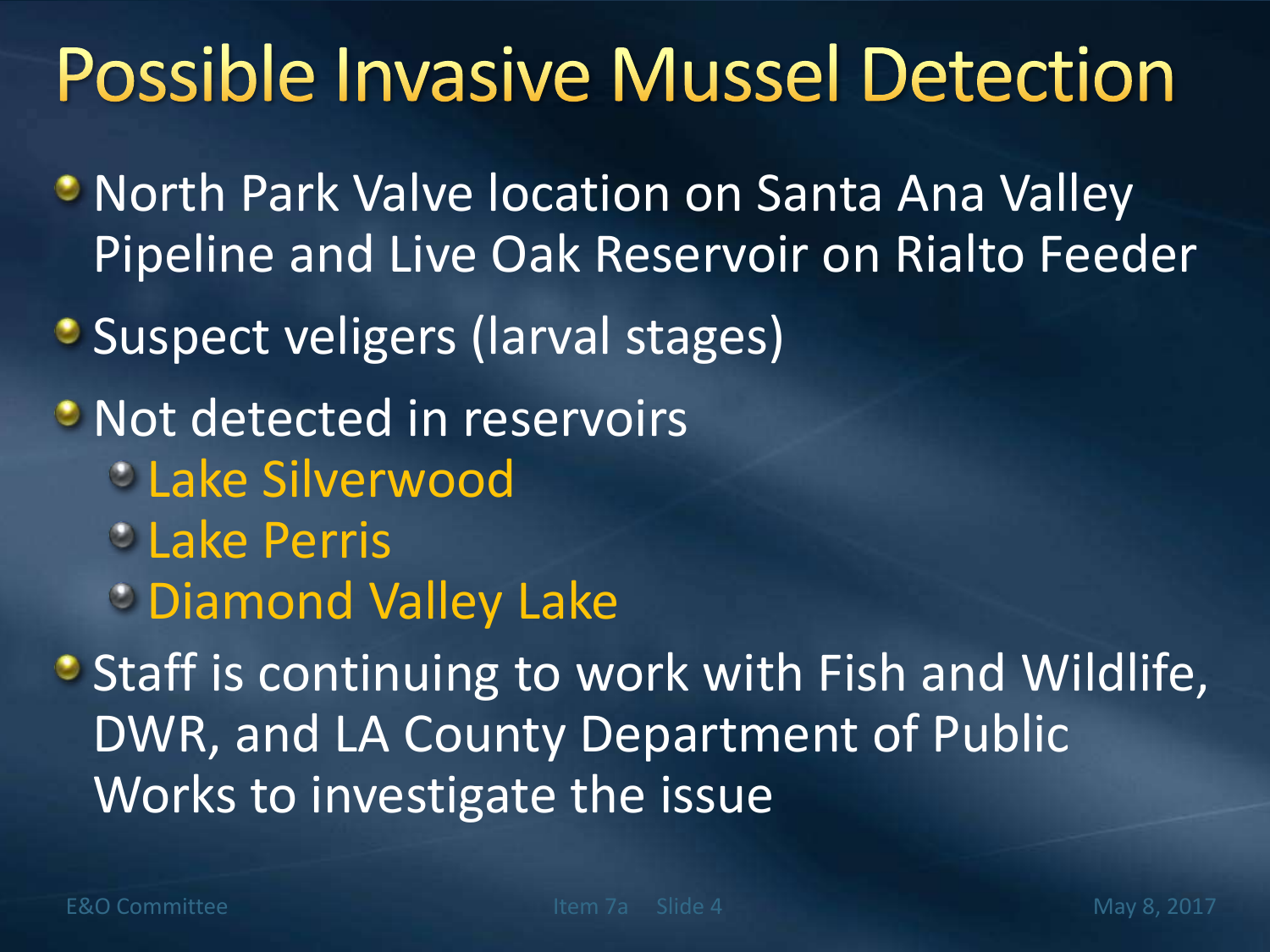# Possible Invasive Mussel Detection

- North Park Valve location on Santa Ana Valley Pipeline and Live Oak Reservoir on Rialto Feeder
- Suspect veligers (larval stages)
- Not detected in reservoirs
  - Lake Silverwood
  - Lake Perris
  - Diamond Valley Lake
- Staff is continuing to work with Fish and Wildlife, DWR, and LA County Department of Public Works to investigate the issue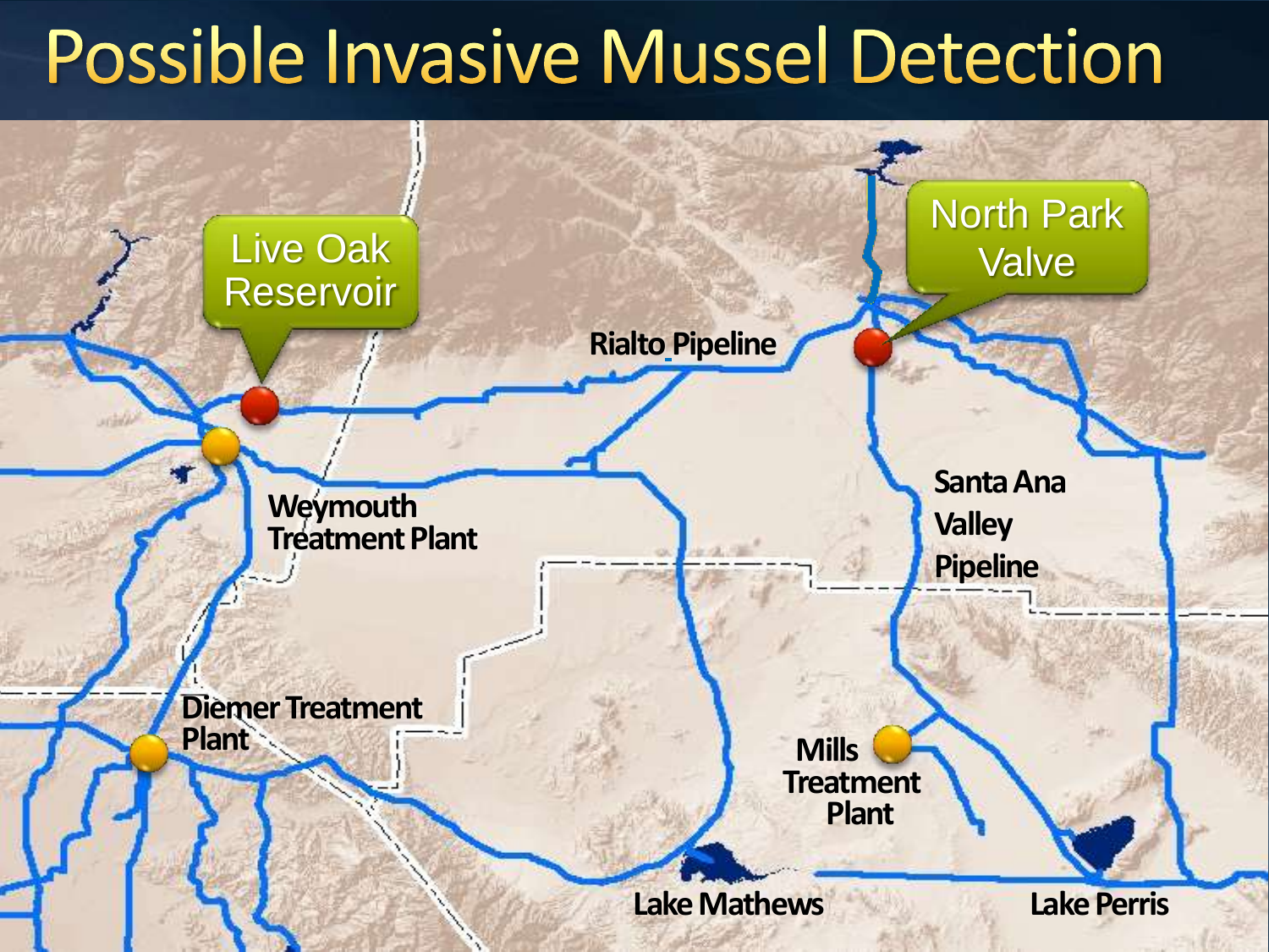# Possible Invasive Mussel Detection

Live Oak Reservoir

North Park Valve

Rialto Pipeline

Weymouth Treatment Plant

Santa Ana Valley Pipeline

Diemer Treatment Plant

Mills Treatment Plant

Lake Mathews

Lake Perris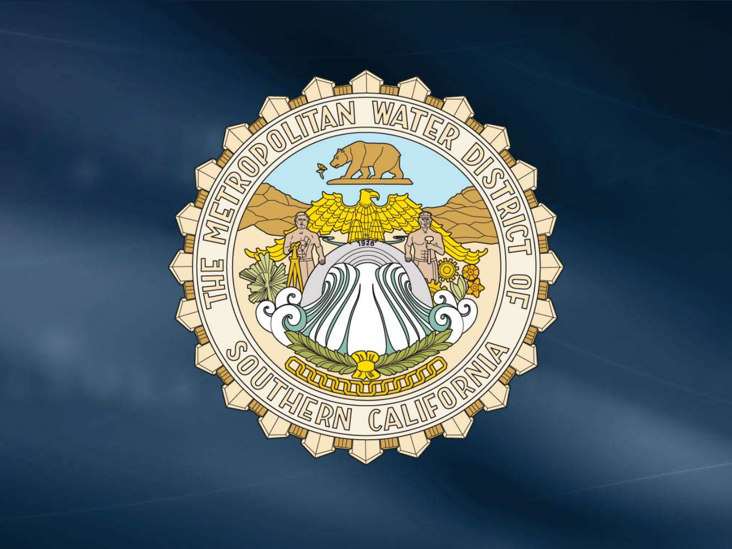THE METROPOLITAN WATER DISTRICT OF SOUTHERN CALIFORNIA

1928